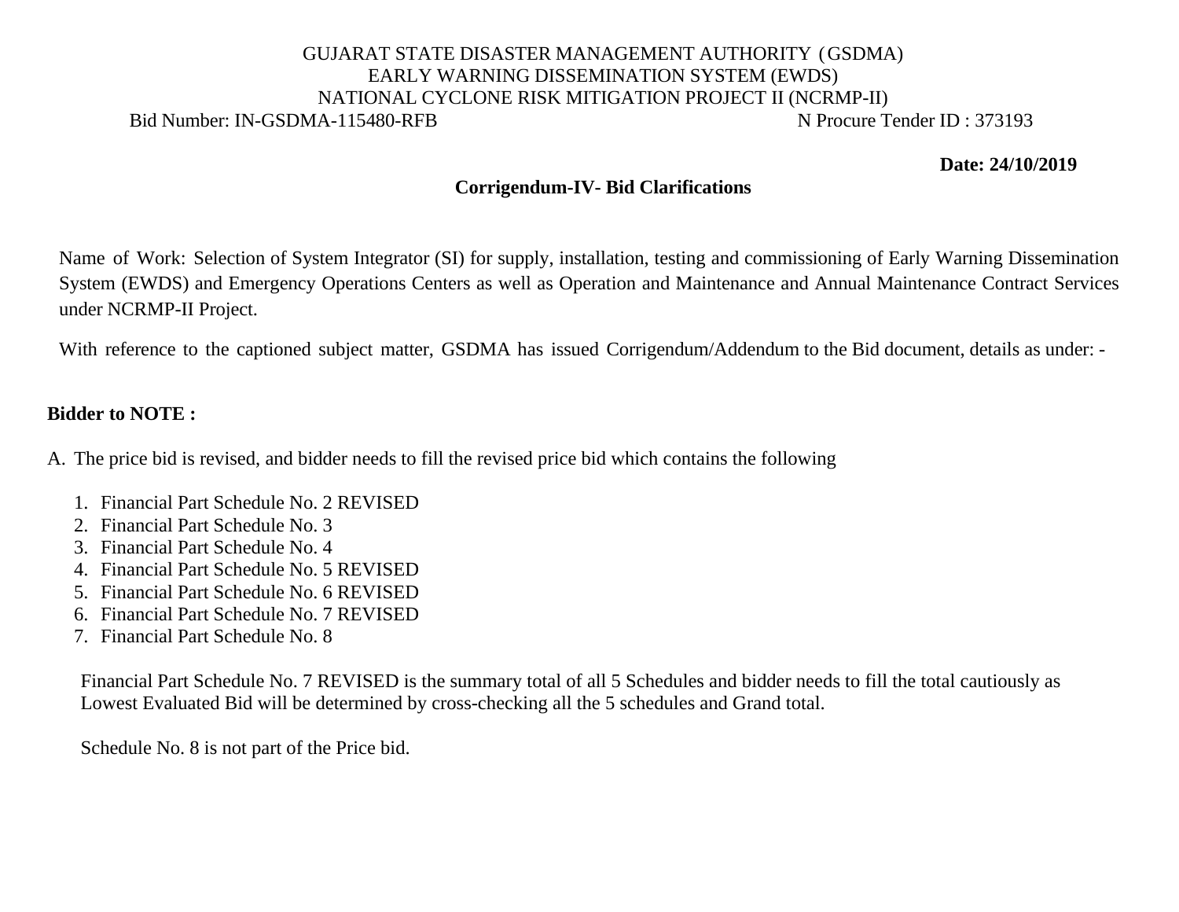GUJARAT STATE DISASTER MANAGEMENT AUTHORITY (GSDMA)
EARLY WARNING DISSEMINATION SYSTEM (EWDS)
NATIONAL CYCLONE RISK MITIGATION PROJECT II (NCRMP-II)

Bid Number: IN-GSDMA-115480-RFB N Procure Tender ID : 373193

**Date: 24/10/2019**

**Corrigendum-IV- Bid Clarifications**

Name of Work: Selection of System Integrator (SI) for supply, installation, testing and commissioning of Early Warning Dissemination System (EWDS) and Emergency Operations Centers as well as Operation and Maintenance and Annual Maintenance Contract Services under NCRMP-II Project.

With reference to the captioned subject matter, GSDMA has issued Corrigendum/Addendum to the Bid document, details as under: -

**Bidder to NOTE :**

A. The price bid is revised, and bidder needs to fill the revised price bid which contains the following

1. Financial Part Schedule No. 2 REVISED
2. Financial Part Schedule No. 3
3. Financial Part Schedule No. 4
4. Financial Part Schedule No. 5 REVISED
5. Financial Part Schedule No. 6 REVISED
6. Financial Part Schedule No. 7 REVISED
7. Financial Part Schedule No. 8

Financial Part Schedule No. 7 REVISED is the summary total of all 5 Schedules and bidder needs to fill the total cautiously as Lowest Evaluated Bid will be determined by cross-checking all the 5 schedules and Grand total.

Schedule No. 8 is not part of the Price bid.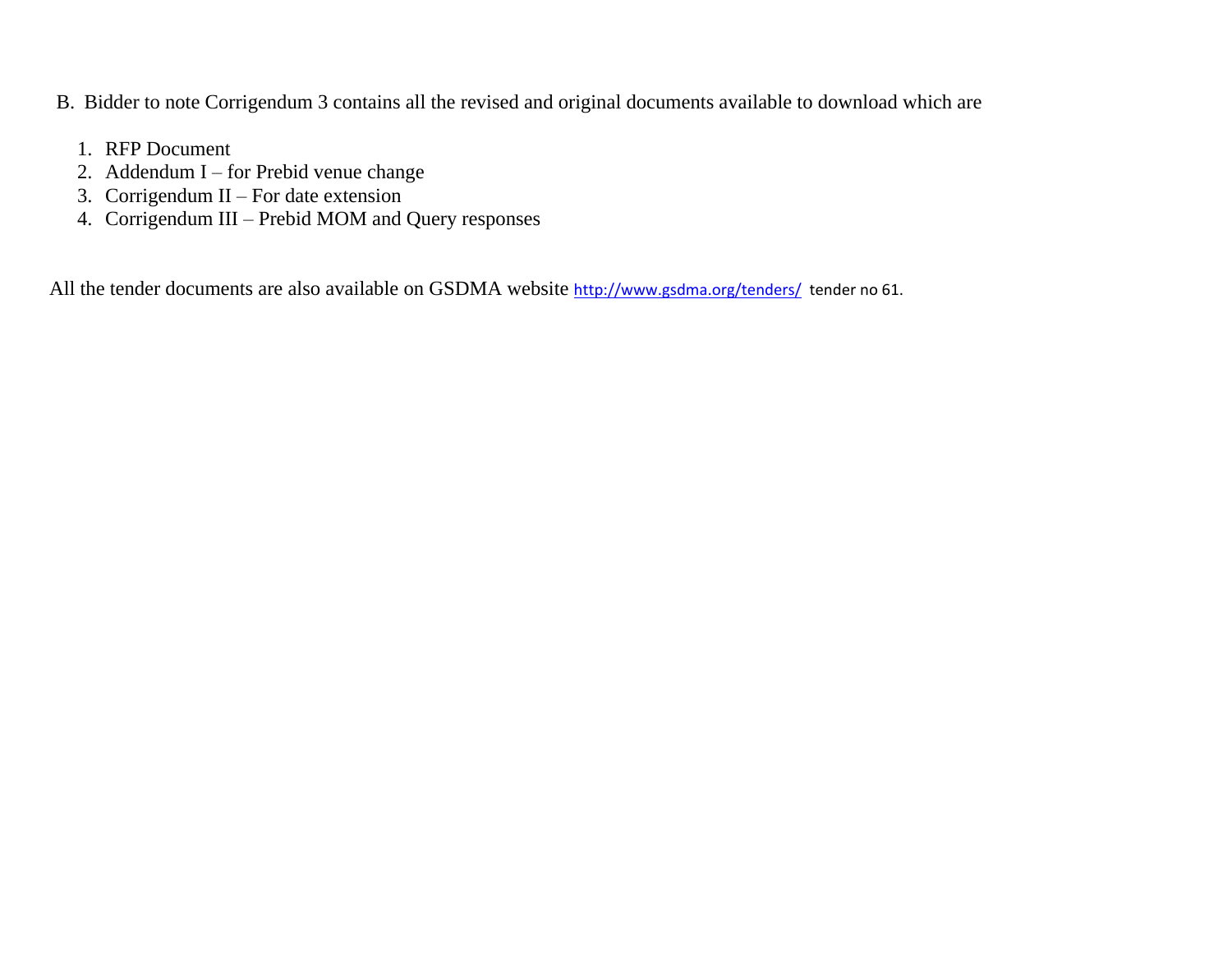B. Bidder to note Corrigendum 3 contains all the revised and original documents available to download which are

1. RFP Document
2. Addendum I – for Prebid venue change
3. Corrigendum II – For date extension
4. Corrigendum III – Prebid MOM and Query responses

All the tender documents are also available on GSDMA website http://www.gsdma.org/tenders/ tender no 61.